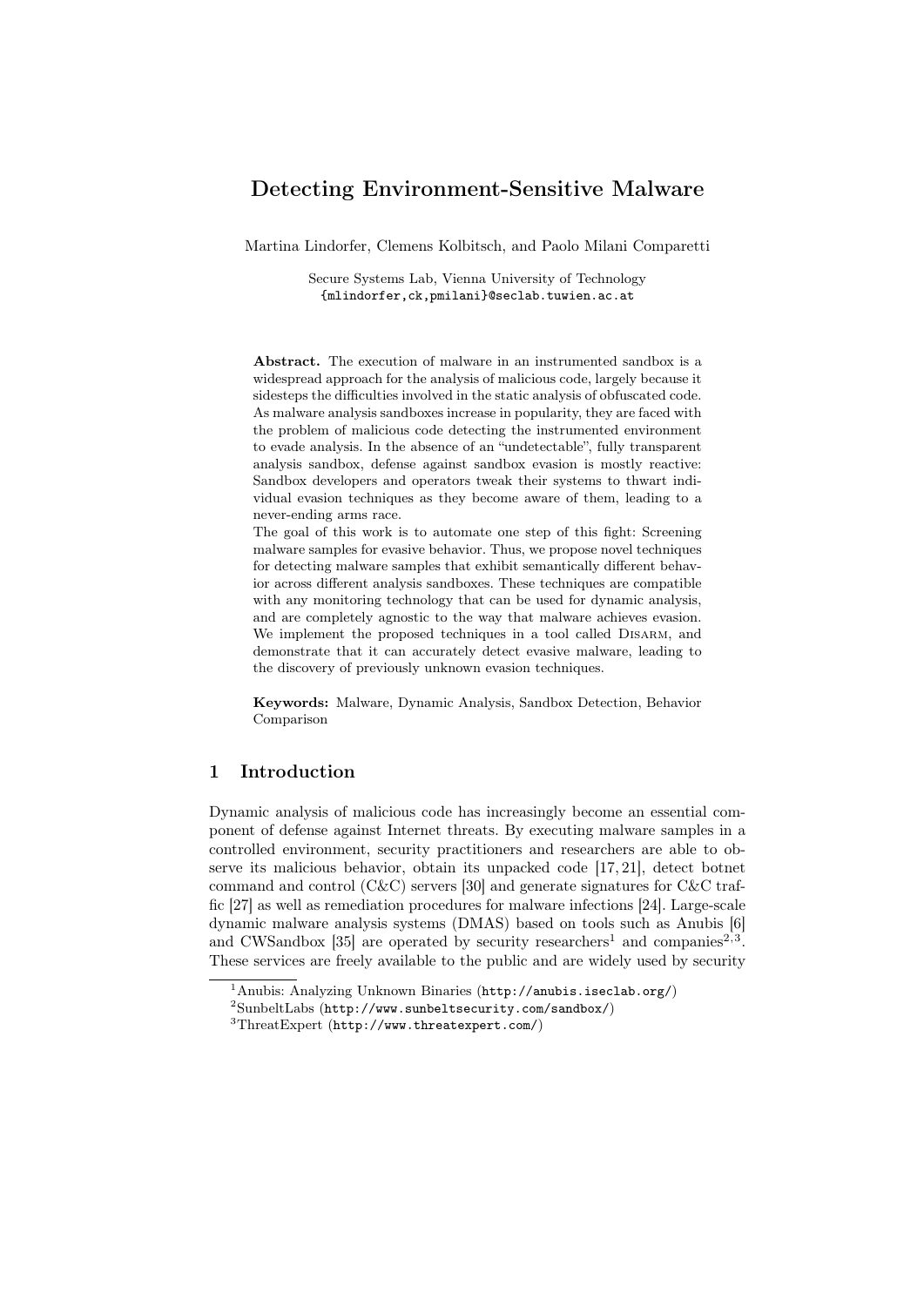# Detecting Environment-Sensitive Malware

Martina Lindorfer, Clemens Kolbitsch, and Paolo Milani Comparetti

Secure Systems Lab, Vienna University of Technology
{mlindorfer,ck,pmilani}@seclab.tuwien.ac.at

**Abstract.** The execution of malware in an instrumented sandbox is a widespread approach for the analysis of malicious code, largely because it sidesteps the difficulties involved in the static analysis of obfuscated code. As malware analysis sandboxes increase in popularity, they are faced with the problem of malicious code detecting the instrumented environment to evade analysis. In the absence of an "undetectable", fully transparent analysis sandbox, defense against sandbox evasion is mostly reactive: Sandbox developers and operators tweak their systems to thwart individual evasion techniques as they become aware of them, leading to a never-ending arms race.

The goal of this work is to automate one step of this fight: Screening malware samples for evasive behavior. Thus, we propose novel techniques for detecting malware samples that exhibit semantically different behavior across different analysis sandboxes. These techniques are compatible with any monitoring technology that can be used for dynamic analysis, and are completely agnostic to the way that malware achieves evasion. We implement the proposed techniques in a tool called Disarm, and demonstrate that it can accurately detect evasive malware, leading to the discovery of previously unknown evasion techniques.

**Keywords:** Malware, Dynamic Analysis, Sandbox Detection, Behavior Comparison

## 1 Introduction

Dynamic analysis of malicious code has increasingly become an essential component of defense against Internet threats. By executing malware samples in a controlled environment, security practitioners and researchers are able to observe its malicious behavior, obtain its unpacked code [17, 21], detect botnet command and control (C&C) servers [30] and generate signatures for C&C traffic [27] as well as remediation procedures for malware infections [24]. Large-scale dynamic malware analysis systems (DMAS) based on tools such as Anubis [6] and CWSandbox [35] are operated by security researchers[1] and companies[2,3]. These services are freely available to the public and are widely used by security

[1] Anubis: Analyzing Unknown Binaries (http://anubis.iseclab.org/)

[2] SunbeltLabs (http://www.sunbeltsecurity.com/sandbox/)

[3] ThreatExpert (http://www.threatexpert.com/)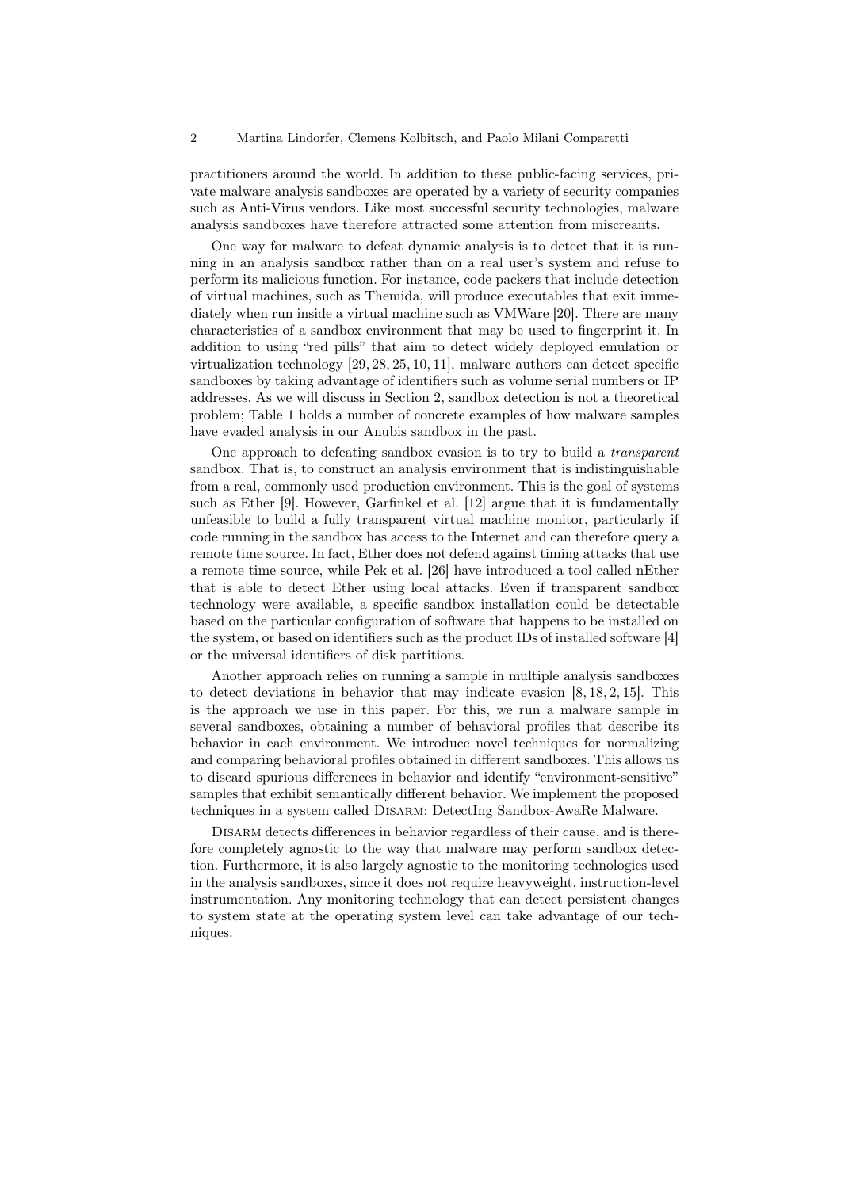practitioners around the world. In addition to these public-facing services, private malware analysis sandboxes are operated by a variety of security companies such as Anti-Virus vendors. Like most successful security technologies, malware analysis sandboxes have therefore attracted some attention from miscreants.

One way for malware to defeat dynamic analysis is to detect that it is running in an analysis sandbox rather than on a real user's system and refuse to perform its malicious function. For instance, code packers that include detection of virtual machines, such as Themida, will produce executables that exit immediately when run inside a virtual machine such as VMWare [20]. There are many characteristics of a sandbox environment that may be used to fingerprint it. In addition to using "red pills" that aim to detect widely deployed emulation or virtualization technology [29, 28, 25, 10, 11], malware authors can detect specific sandboxes by taking advantage of identifiers such as volume serial numbers or IP addresses. As we will discuss in Section 2, sandbox detection is not a theoretical problem; Table 1 holds a number of concrete examples of how malware samples have evaded analysis in our Anubis sandbox in the past.

One approach to defeating sandbox evasion is to try to build a *transparent* sandbox. That is, to construct an analysis environment that is indistinguishable from a real, commonly used production environment. This is the goal of systems such as Ether [9]. However, Garfinkel et al. [12] argue that it is fundamentally unfeasible to build a fully transparent virtual machine monitor, particularly if code running in the sandbox has access to the Internet and can therefore query a remote time source. In fact, Ether does not defend against timing attacks that use a remote time source, while Pek et al. [26] have introduced a tool called nEther that is able to detect Ether using local attacks. Even if transparent sandbox technology were available, a specific sandbox installation could be detectable based on the particular configuration of software that happens to be installed on the system, or based on identifiers such as the product IDs of installed software [4] or the universal identifiers of disk partitions.

Another approach relies on running a sample in multiple analysis sandboxes to detect deviations in behavior that may indicate evasion [8, 18, 2, 15]. This is the approach we use in this paper. For this, we run a malware sample in several sandboxes, obtaining a number of behavioral profiles that describe its behavior in each environment. We introduce novel techniques for normalizing and comparing behavioral profiles obtained in different sandboxes. This allows us to discard spurious differences in behavior and identify "environment-sensitive" samples that exhibit semantically different behavior. We implement the proposed techniques in a system called Disarm: DetectIng Sandbox-AwaRe Malware.

Disarm detects differences in behavior regardless of their cause, and is therefore completely agnostic to the way that malware may perform sandbox detection. Furthermore, it is also largely agnostic to the monitoring technologies used in the analysis sandboxes, since it does not require heavyweight, instruction-level instrumentation. Any monitoring technology that can detect persistent changes to system state at the operating system level can take advantage of our techniques.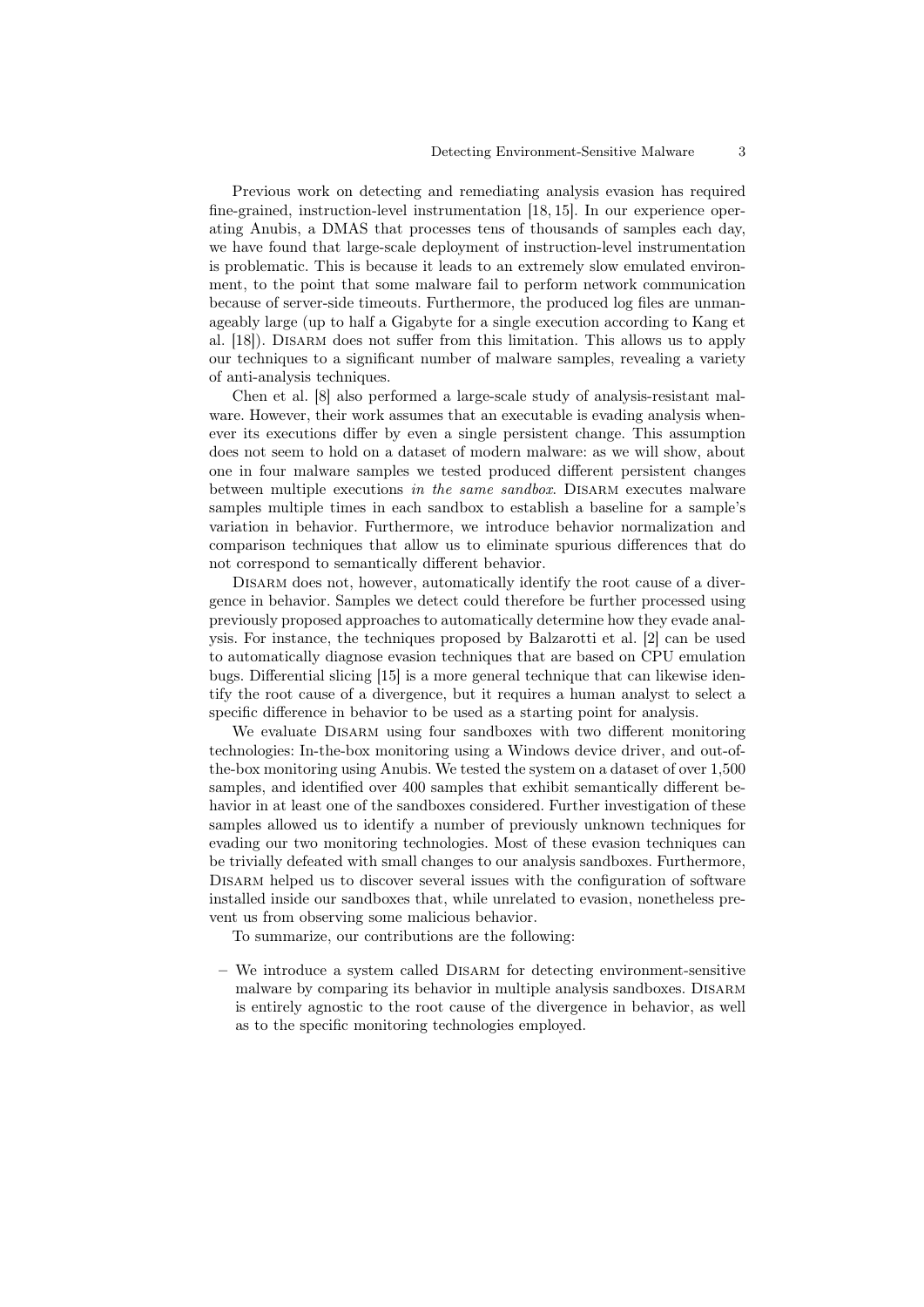Previous work on detecting and remediating analysis evasion has required fine-grained, instruction-level instrumentation [18, 15]. In our experience operating Anubis, a DMAS that processes tens of thousands of samples each day, we have found that large-scale deployment of instruction-level instrumentation is problematic. This is because it leads to an extremely slow emulated environment, to the point that some malware fail to perform network communication because of server-side timeouts. Furthermore, the produced log files are unmanageably large (up to half a Gigabyte for a single execution according to Kang et al. [18]). Disarm does not suffer from this limitation. This allows us to apply our techniques to a significant number of malware samples, revealing a variety of anti-analysis techniques.

Chen et al. [8] also performed a large-scale study of analysis-resistant malware. However, their work assumes that an executable is evading analysis whenever its executions differ by even a single persistent change. This assumption does not seem to hold on a dataset of modern malware: as we will show, about one in four malware samples we tested produced different persistent changes between multiple executions *in the same sandbox*. Disarm executes malware samples multiple times in each sandbox to establish a baseline for a sample's variation in behavior. Furthermore, we introduce behavior normalization and comparison techniques that allow us to eliminate spurious differences that do not correspond to semantically different behavior.

Disarm does not, however, automatically identify the root cause of a divergence in behavior. Samples we detect could therefore be further processed using previously proposed approaches to automatically determine how they evade analysis. For instance, the techniques proposed by Balzarotti et al. [2] can be used to automatically diagnose evasion techniques that are based on CPU emulation bugs. Differential slicing [15] is a more general technique that can likewise identify the root cause of a divergence, but it requires a human analyst to select a specific difference in behavior to be used as a starting point for analysis.

We evaluate Disarm using four sandboxes with two different monitoring technologies: In-the-box monitoring using a Windows device driver, and out-of-the-box monitoring using Anubis. We tested the system on a dataset of over 1,500 samples, and identified over 400 samples that exhibit semantically different behavior in at least one of the sandboxes considered. Further investigation of these samples allowed us to identify a number of previously unknown techniques for evading our two monitoring technologies. Most of these evasion techniques can be trivially defeated with small changes to our analysis sandboxes. Furthermore, Disarm helped us to discover several issues with the configuration of software installed inside our sandboxes that, while unrelated to evasion, nonetheless prevent us from observing some malicious behavior.

To summarize, our contributions are the following:

– We introduce a system called Disarm for detecting environment-sensitive malware by comparing its behavior in multiple analysis sandboxes. Disarm is entirely agnostic to the root cause of the divergence in behavior, as well as to the specific monitoring technologies employed.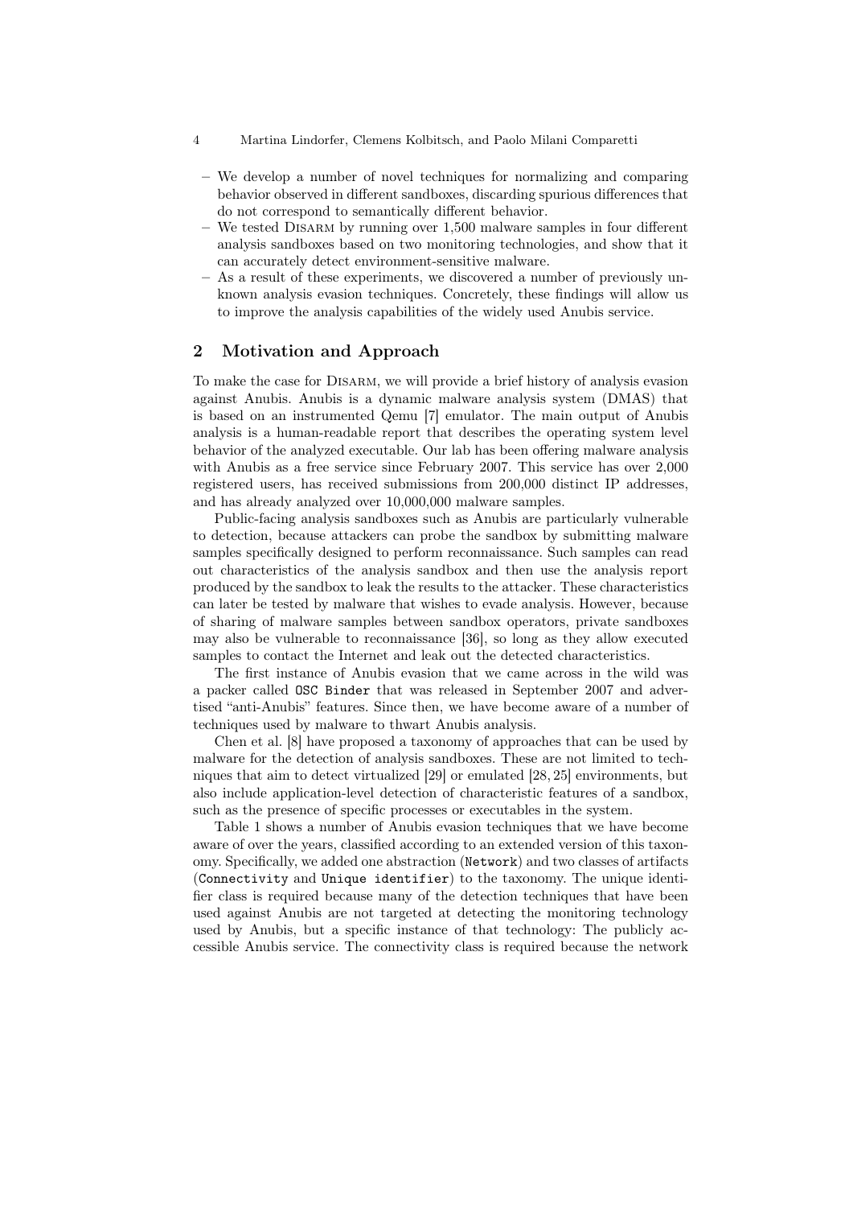- We develop a number of novel techniques for normalizing and comparing behavior observed in different sandboxes, discarding spurious differences that do not correspond to semantically different behavior.
- We tested Disarm by running over 1,500 malware samples in four different analysis sandboxes based on two monitoring technologies, and show that it can accurately detect environment-sensitive malware.
- As a result of these experiments, we discovered a number of previously unknown analysis evasion techniques. Concretely, these findings will allow us to improve the analysis capabilities of the widely used Anubis service.

## 2 Motivation and Approach

To make the case for Disarm, we will provide a brief history of analysis evasion against Anubis. Anubis is a dynamic malware analysis system (DMAS) that is based on an instrumented Qemu [7] emulator. The main output of Anubis analysis is a human-readable report that describes the operating system level behavior of the analyzed executable. Our lab has been offering malware analysis with Anubis as a free service since February 2007. This service has over 2,000 registered users, has received submissions from 200,000 distinct IP addresses, and has already analyzed over 10,000,000 malware samples.

Public-facing analysis sandboxes such as Anubis are particularly vulnerable to detection, because attackers can probe the sandbox by submitting malware samples specifically designed to perform reconnaissance. Such samples can read out characteristics of the analysis sandbox and then use the analysis report produced by the sandbox to leak the results to the attacker. These characteristics can later be tested by malware that wishes to evade analysis. However, because of sharing of malware samples between sandbox operators, private sandboxes may also be vulnerable to reconnaissance [36], so long as they allow executed samples to contact the Internet and leak out the detected characteristics.

The first instance of Anubis evasion that we came across in the wild was a packer called `OSC Binder` that was released in September 2007 and advertised "anti-Anubis" features. Since then, we have become aware of a number of techniques used by malware to thwart Anubis analysis.

Chen et al. [8] have proposed a taxonomy of approaches that can be used by malware for the detection of analysis sandboxes. These are not limited to techniques that aim to detect virtualized [29] or emulated [28, 25] environments, but also include application-level detection of characteristic features of a sandbox, such as the presence of specific processes or executables in the system.

Table 1 shows a number of Anubis evasion techniques that we have become aware of over the years, classified according to an extended version of this taxonomy. Specifically, we added one abstraction (`Network`) and two classes of artifacts (`Connectivity` and `Unique identifier`) to the taxonomy. The unique identifier class is required because many of the detection techniques that have been used against Anubis are not targeted at detecting the monitoring technology used by Anubis, but a specific instance of that technology: The publicly accessible Anubis service. The connectivity class is required because the network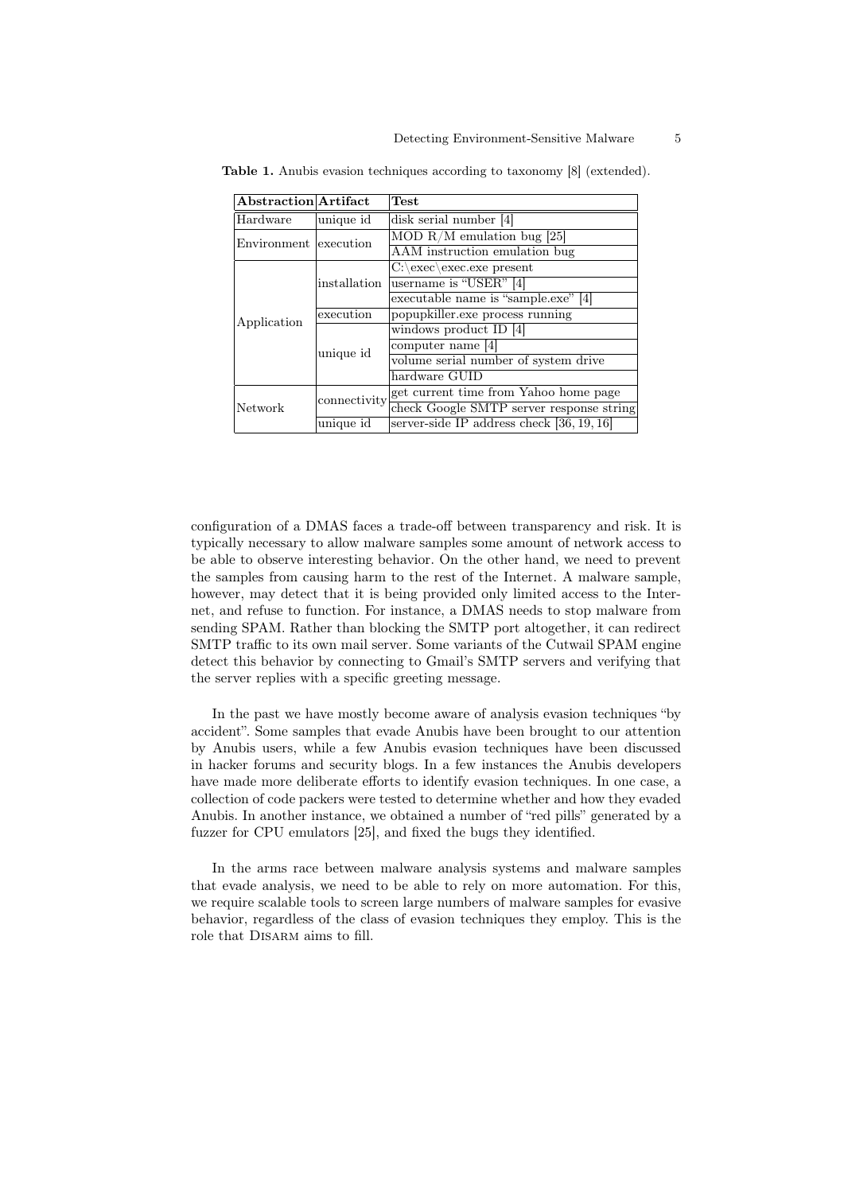**Table 1.** Anubis evasion techniques according to taxonomy [8] (extended).

| Abstraction | Artifact | Test |
|---|---|---|
| Hardware | unique id | disk serial number [4] |
| Environment | execution | MOD R/M emulation bug [25] |
| | | AAM instruction emulation bug |
| Application | installation | C:\exec\exec.exe present |
| | | username is "USER" [4] |
| | | executable name is "sample.exe" [4] |
| | execution | popupkiller.exe process running |
| | unique id | windows product ID [4] |
| | | computer name [4] |
| | | volume serial number of system drive |
| | | hardware GUID |
| Network | connectivity | get current time from Yahoo home page |
| | | check Google SMTP server response string |
| | unique id | server-side IP address check [36, 19, 16] |

configuration of a DMAS faces a trade-off between transparency and risk. It is typically necessary to allow malware samples some amount of network access to be able to observe interesting behavior. On the other hand, we need to prevent the samples from causing harm to the rest of the Internet. A malware sample, however, may detect that it is being provided only limited access to the Internet, and refuse to function. For instance, a DMAS needs to stop malware from sending SPAM. Rather than blocking the SMTP port altogether, it can redirect SMTP traffic to its own mail server. Some variants of the Cutwail SPAM engine detect this behavior by connecting to Gmail's SMTP servers and verifying that the server replies with a specific greeting message.

In the past we have mostly become aware of analysis evasion techniques "by accident". Some samples that evade Anubis have been brought to our attention by Anubis users, while a few Anubis evasion techniques have been discussed in hacker forums and security blogs. In a few instances the Anubis developers have made more deliberate efforts to identify evasion techniques. In one case, a collection of code packers were tested to determine whether and how they evaded Anubis. In another instance, we obtained a number of "red pills" generated by a fuzzer for CPU emulators [25], and fixed the bugs they identified.

In the arms race between malware analysis systems and malware samples that evade analysis, we need to be able to rely on more automation. For this, we require scalable tools to screen large numbers of malware samples for evasive behavior, regardless of the class of evasion techniques they employ. This is the role that Disarm aims to fill.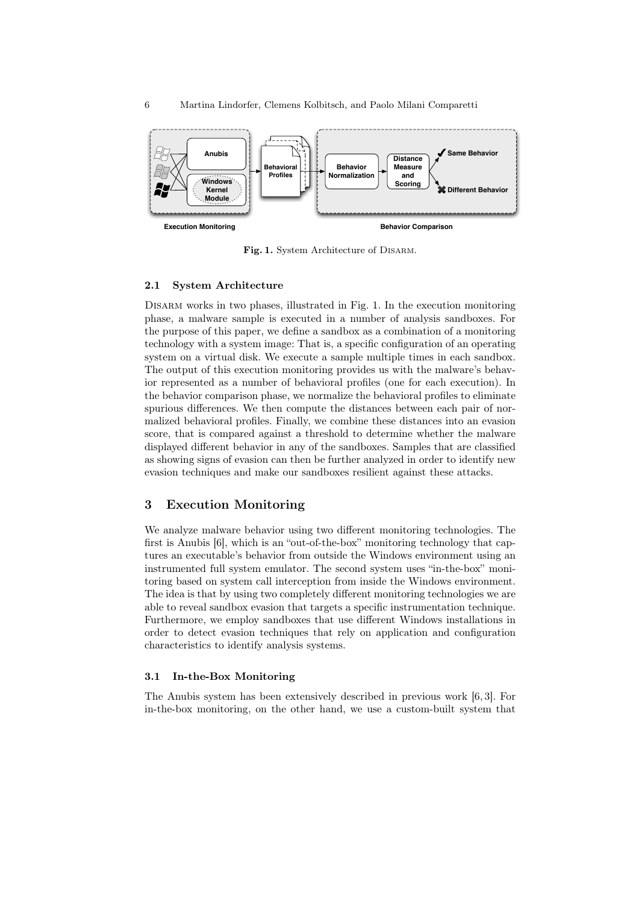Execution Monitoring

Anubis

Windows Kernel Module

Behavioral Profiles

Behavior Comparison

Behavior Normalization

Distance Measure and Scoring

Same Behavior

Different Behavior

**Fig. 1.** System Architecture of Disarm.

### 2.1 System Architecture

Disarm works in two phases, illustrated in Fig. 1. In the execution monitoring phase, a malware sample is executed in a number of analysis sandboxes. For the purpose of this paper, we define a sandbox as a combination of a monitoring technology with a system image: That is, a specific configuration of an operating system on a virtual disk. We execute a sample multiple times in each sandbox. The output of this execution monitoring provides us with the malware's behavior represented as a number of behavioral profiles (one for each execution). In the behavior comparison phase, we normalize the behavioral profiles to eliminate spurious differences. We then compute the distances between each pair of normalized behavioral profiles. Finally, we combine these distances into an evasion score, that is compared against a threshold to determine whether the malware displayed different behavior in any of the sandboxes. Samples that are classified as showing signs of evasion can then be further analyzed in order to identify new evasion techniques and make our sandboxes resilient against these attacks.

## 3 Execution Monitoring

We analyze malware behavior using two different monitoring technologies. The first is Anubis [6], which is an "out-of-the-box" monitoring technology that captures an executable's behavior from outside the Windows environment using an instrumented full system emulator. The second system uses "in-the-box" monitoring based on system call interception from inside the Windows environment. The idea is that by using two completely different monitoring technologies we are able to reveal sandbox evasion that targets a specific instrumentation technique. Furthermore, we employ sandboxes that use different Windows installations in order to detect evasion techniques that rely on application and configuration characteristics to identify analysis systems.

### 3.1 In-the-Box Monitoring

The Anubis system has been extensively described in previous work [6, 3]. For in-the-box monitoring, on the other hand, we use a custom-built system that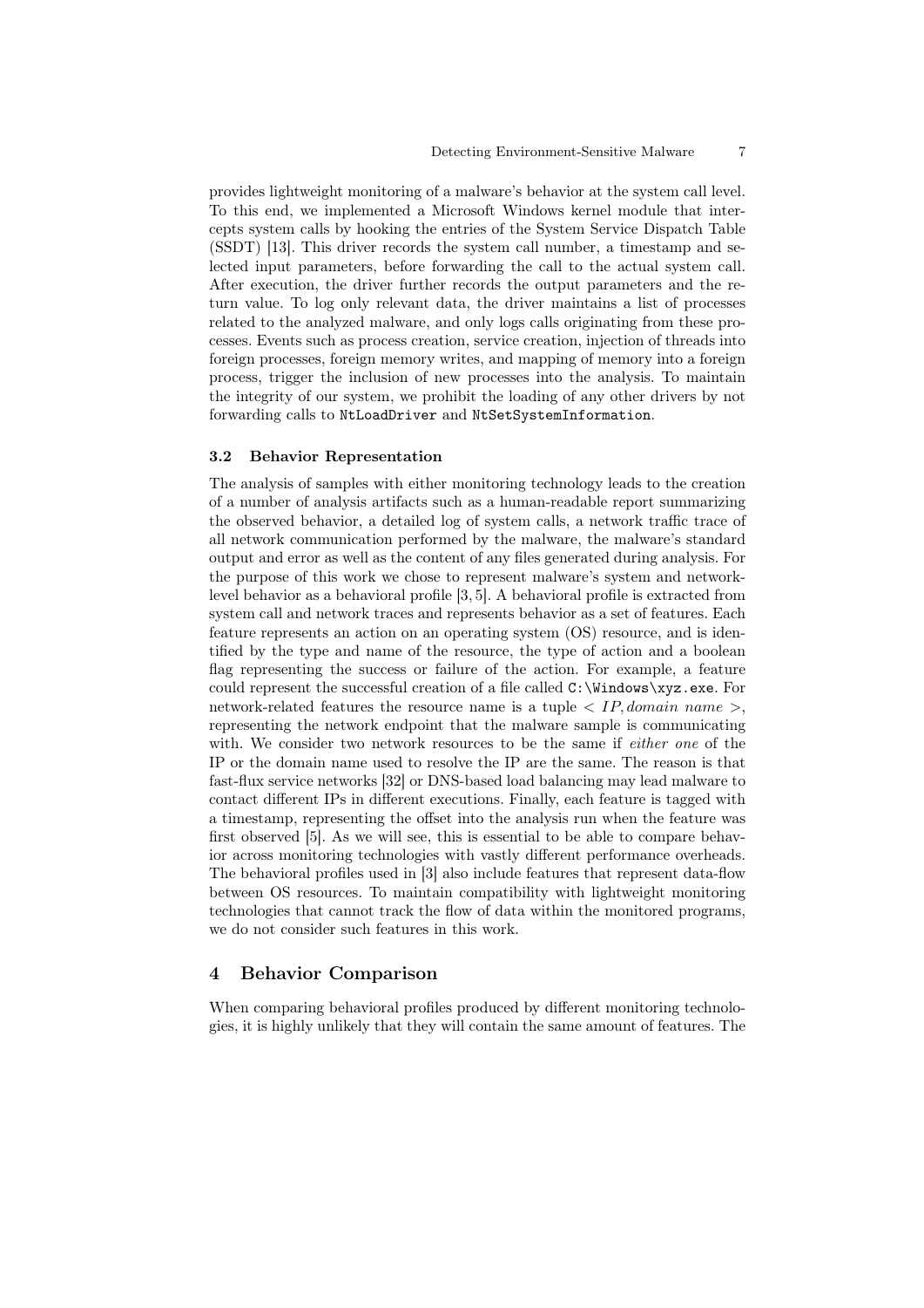provides lightweight monitoring of a malware's behavior at the system call level. To this end, we implemented a Microsoft Windows kernel module that intercepts system calls by hooking the entries of the System Service Dispatch Table (SSDT) [13]. This driver records the system call number, a timestamp and selected input parameters, before forwarding the call to the actual system call. After execution, the driver further records the output parameters and the return value. To log only relevant data, the driver maintains a list of processes related to the analyzed malware, and only logs calls originating from these processes. Events such as process creation, service creation, injection of threads into foreign processes, foreign memory writes, and mapping of memory into a foreign process, trigger the inclusion of new processes into the analysis. To maintain the integrity of our system, we prohibit the loading of any other drivers by not forwarding calls to `NtLoadDriver` and `NtSetSystemInformation`.

### 3.2 Behavior Representation

The analysis of samples with either monitoring technology leads to the creation of a number of analysis artifacts such as a human-readable report summarizing the observed behavior, a detailed log of system calls, a network traffic trace of all network communication performed by the malware, the malware's standard output and error as well as the content of any files generated during analysis. For the purpose of this work we chose to represent malware's system and network-level behavior as a behavioral profile [3, 5]. A behavioral profile is extracted from system call and network traces and represents behavior as a set of features. Each feature represents an action on an operating system (OS) resource, and is identified by the type and name of the resource, the type of action and a boolean flag representing the success or failure of the action. For example, a feature could represent the successful creation of a file called `C:\Windows\xyz.exe`. For network-related features the resource name is a tuple $< IP, domain\ name >$, representing the network endpoint that the malware sample is communicating with. We consider two network resources to be the same if *either one* of the IP or the domain name used to resolve the IP are the same. The reason is that fast-flux service networks [32] or DNS-based load balancing may lead malware to contact different IPs in different executions. Finally, each feature is tagged with a timestamp, representing the offset into the analysis run when the feature was first observed [5]. As we will see, this is essential to be able to compare behavior across monitoring technologies with vastly different performance overheads. The behavioral profiles used in [3] also include features that represent data-flow between OS resources. To maintain compatibility with lightweight monitoring technologies that cannot track the flow of data within the monitored programs, we do not consider such features in this work.

## 4 Behavior Comparison

When comparing behavioral profiles produced by different monitoring technologies, it is highly unlikely that they will contain the same amount of features. The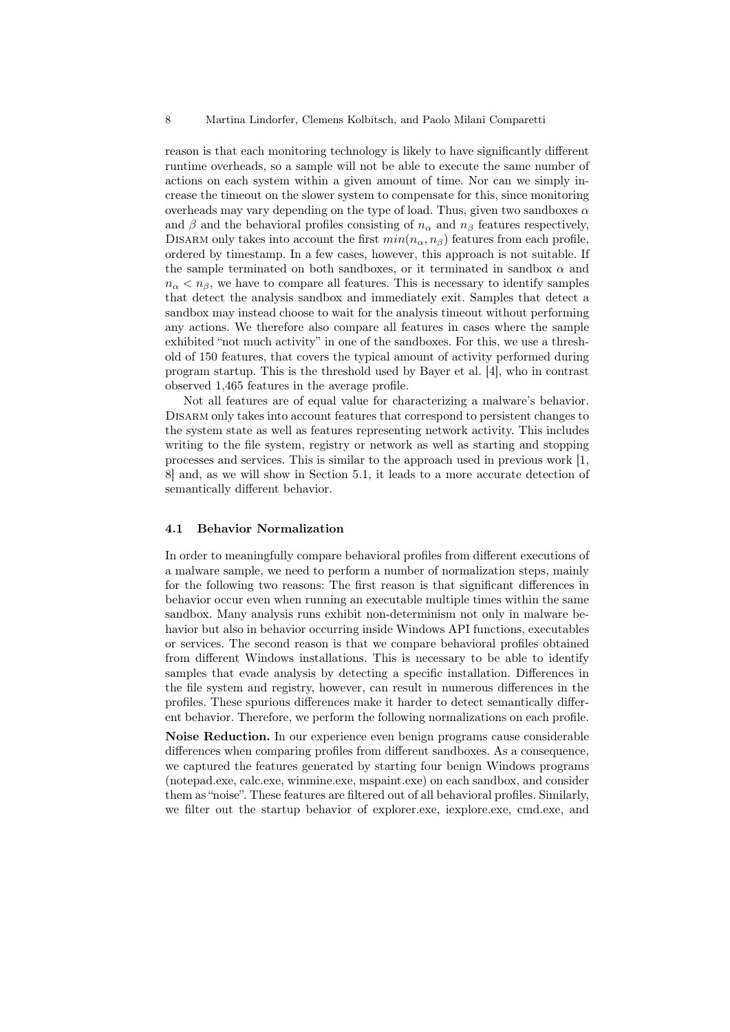reason is that each monitoring technology is likely to have significantly different runtime overheads, so a sample will not be able to execute the same number of actions on each system within a given amount of time. Nor can we simply increase the timeout on the slower system to compensate for this, since monitoring overheads may vary depending on the type of load. Thus, given two sandboxes $\alpha$ and $\beta$ and the behavioral profiles consisting of $n_\alpha$ and $n_\beta$ features respectively, Disarm only takes into account the first $min(n_\alpha, n_\beta)$ features from each profile, ordered by timestamp. In a few cases, however, this approach is not suitable. If the sample terminated on both sandboxes, or it terminated in sandbox $\alpha$ and $n_\alpha < n_\beta$, we have to compare all features. This is necessary to identify samples that detect the analysis sandbox and immediately exit. Samples that detect a sandbox may instead choose to wait for the analysis timeout without performing any actions. We therefore also compare all features in cases where the sample exhibited "not much activity" in one of the sandboxes. For this, we use a threshold of 150 features, that covers the typical amount of activity performed during program startup. This is the threshold used by Bayer et al. [4], who in contrast observed 1,465 features in the average profile.

Not all features are of equal value for characterizing a malware's behavior. Disarm only takes into account features that correspond to persistent changes to the system state as well as features representing network activity. This includes writing to the file system, registry or network as well as starting and stopping processes and services. This is similar to the approach used in previous work [1, 8] and, as we will show in Section 5.1, it leads to a more accurate detection of semantically different behavior.

### 4.1 Behavior Normalization

In order to meaningfully compare behavioral profiles from different executions of a malware sample, we need to perform a number of normalization steps, mainly for the following two reasons: The first reason is that significant differences in behavior occur even when running an executable multiple times within the same sandbox. Many analysis runs exhibit non-determinism not only in malware behavior but also in behavior occurring inside Windows API functions, executables or services. The second reason is that we compare behavioral profiles obtained from different Windows installations. This is necessary to be able to identify samples that evade analysis by detecting a specific installation. Differences in the file system and registry, however, can result in numerous differences in the profiles. These spurious differences make it harder to detect semantically different behavior. Therefore, we perform the following normalizations on each profile.

**Noise Reduction.** In our experience even benign programs cause considerable differences when comparing profiles from different sandboxes. As a consequence, we captured the features generated by starting four benign Windows programs (notepad.exe, calc.exe, winmine.exe, mspaint.exe) on each sandbox, and consider them as "noise". These features are filtered out of all behavioral profiles. Similarly, we filter out the startup behavior of explorer.exe, iexplore.exe, cmd.exe, and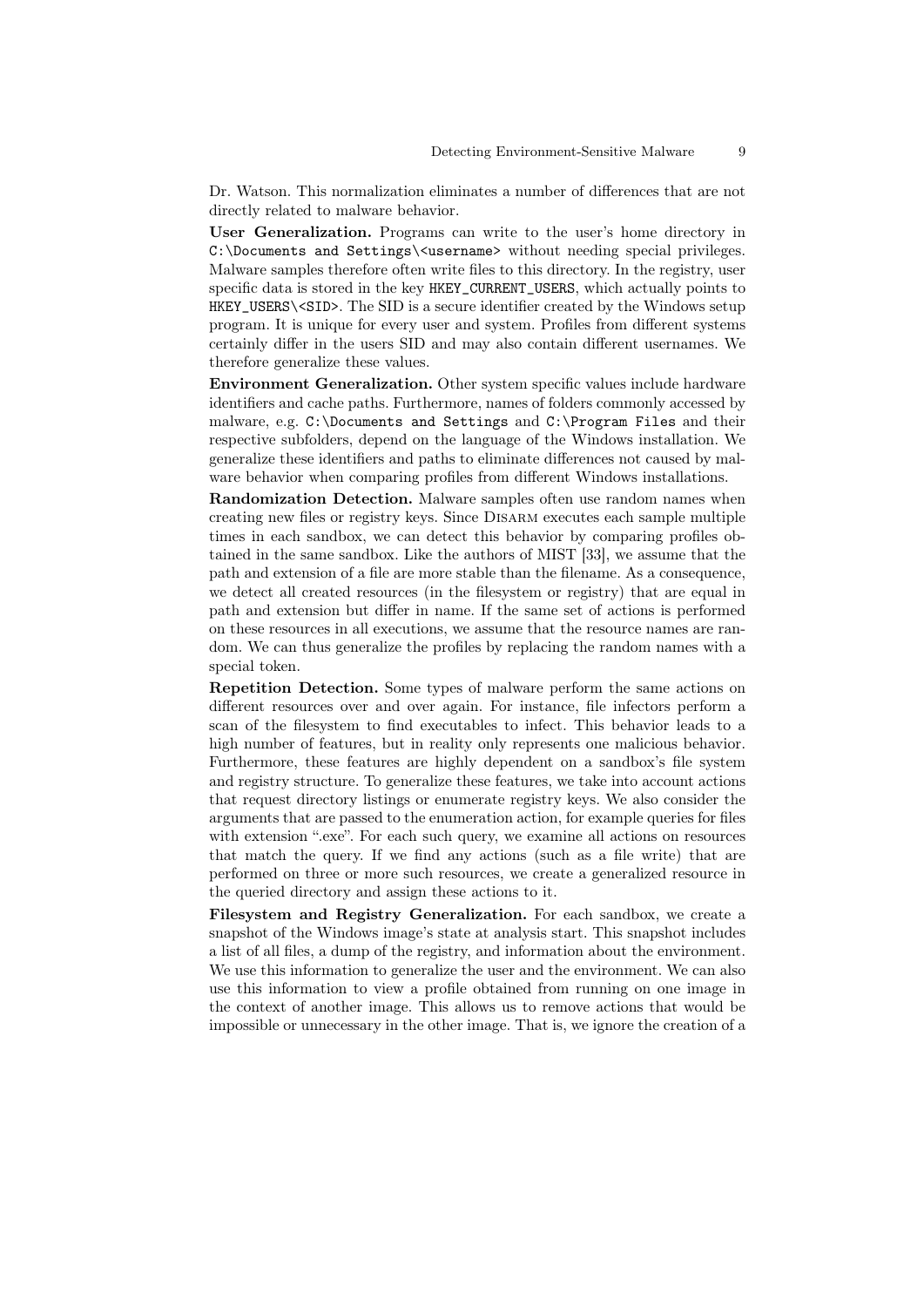Dr. Watson. This normalization eliminates a number of differences that are not directly related to malware behavior.

**User Generalization.** Programs can write to the user's home directory in `C:\Documents and Settings\<username>` without needing special privileges. Malware samples therefore often write files to this directory. In the registry, user specific data is stored in the key `HKEY_CURRENT_USERS`, which actually points to `HKEY_USERS\<SID>`. The SID is a secure identifier created by the Windows setup program. It is unique for every user and system. Profiles from different systems certainly differ in the users SID and may also contain different usernames. We therefore generalize these values.

**Environment Generalization.** Other system specific values include hardware identifiers and cache paths. Furthermore, names of folders commonly accessed by malware, e.g. `C:\Documents and Settings` and `C:\Program Files` and their respective subfolders, depend on the language of the Windows installation. We generalize these identifiers and paths to eliminate differences not caused by malware behavior when comparing profiles from different Windows installations.

**Randomization Detection.** Malware samples often use random names when creating new files or registry keys. Since Disarm executes each sample multiple times in each sandbox, we can detect this behavior by comparing profiles obtained in the same sandbox. Like the authors of MIST [33], we assume that the path and extension of a file are more stable than the filename. As a consequence, we detect all created resources (in the filesystem or registry) that are equal in path and extension but differ in name. If the same set of actions is performed on these resources in all executions, we assume that the resource names are random. We can thus generalize the profiles by replacing the random names with a special token.

**Repetition Detection.** Some types of malware perform the same actions on different resources over and over again. For instance, file infectors perform a scan of the filesystem to find executables to infect. This behavior leads to a high number of features, but in reality only represents one malicious behavior. Furthermore, these features are highly dependent on a sandbox's file system and registry structure. To generalize these features, we take into account actions that request directory listings or enumerate registry keys. We also consider the arguments that are passed to the enumeration action, for example queries for files with extension ".exe". For each such query, we examine all actions on resources that match the query. If we find any actions (such as a file write) that are performed on three or more such resources, we create a generalized resource in the queried directory and assign these actions to it.

**Filesystem and Registry Generalization.** For each sandbox, we create a snapshot of the Windows image's state at analysis start. This snapshot includes a list of all files, a dump of the registry, and information about the environment. We use this information to generalize the user and the environment. We can also use this information to view a profile obtained from running on one image in the context of another image. This allows us to remove actions that would be impossible or unnecessary in the other image. That is, we ignore the creation of a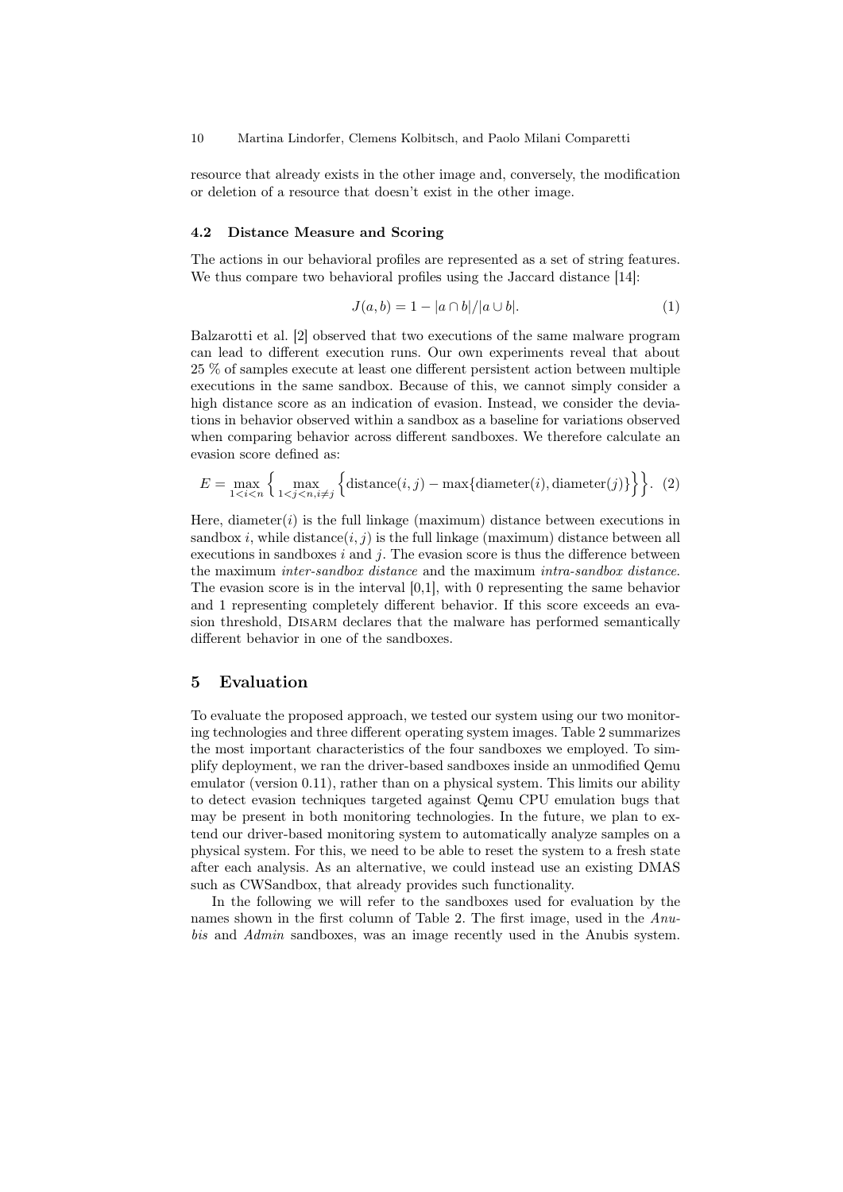resource that already exists in the other image and, conversely, the modification or deletion of a resource that doesn't exist in the other image.

### 4.2 Distance Measure and Scoring

The actions in our behavioral profiles are represented as a set of string features. We thus compare two behavioral profiles using the Jaccard distance [14]:

$$J(a, b) = 1 - |a \cap b|/|a \cup b|. \tag{1}$$

Balzarotti et al. [2] observed that two executions of the same malware program can lead to different execution runs. Our own experiments reveal that about 25 % of samples execute at least one different persistent action between multiple executions in the same sandbox. Because of this, we cannot simply consider a high distance score as an indication of evasion. Instead, we consider the deviations in behavior observed within a sandbox as a baseline for variations observed when comparing behavior across different sandboxes. We therefore calculate an evasion score defined as:

$$E = \max_{1<i<n} \left\{ \max_{1<j<n, i \neq j} \left\{ \text{distance}(i, j) - \max\{\text{diameter}(i), \text{diameter}(j)\} \right\} \right\}. \tag{2}$$

Here, $\text{diameter}(i)$ is the full linkage (maximum) distance between executions in sandbox $i$, while $\text{distance}(i, j)$ is the full linkage (maximum) distance between all executions in sandboxes $i$ and $j$. The evasion score is thus the difference between the maximum *inter-sandbox distance* and the maximum *intra-sandbox distance*. The evasion score is in the interval [0,1], with 0 representing the same behavior and 1 representing completely different behavior. If this score exceeds an evasion threshold, Disarm declares that the malware has performed semantically different behavior in one of the sandboxes.

## 5 Evaluation

To evaluate the proposed approach, we tested our system using our two monitoring technologies and three different operating system images. Table 2 summarizes the most important characteristics of the four sandboxes we employed. To simplify deployment, we ran the driver-based sandboxes inside an unmodified Qemu emulator (version 0.11), rather than on a physical system. This limits our ability to detect evasion techniques targeted against Qemu CPU emulation bugs that may be present in both monitoring technologies. In the future, we plan to extend our driver-based monitoring system to automatically analyze samples on a physical system. For this, we need to be able to reset the system to a fresh state after each analysis. As an alternative, we could instead use an existing DMAS such as CWSandbox, that already provides such functionality.

In the following we will refer to the sandboxes used for evaluation by the names shown in the first column of Table 2. The first image, used in the *Anubis* and *Admin* sandboxes, was an image recently used in the Anubis system.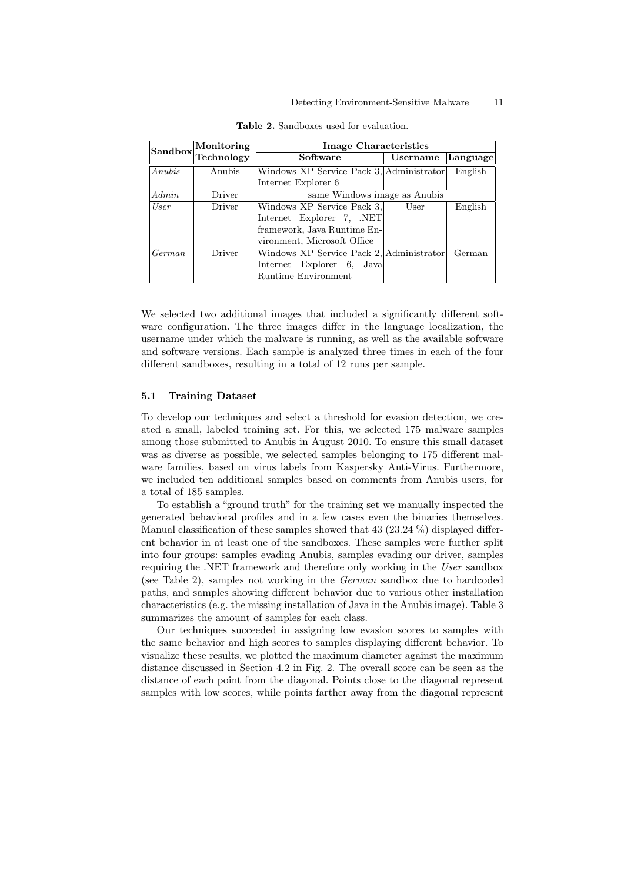**Table 2.** Sandboxes used for evaluation.

| Sandbox | Monitoring Technology | Image Characteristics | | |
|---|---|---|---|---|
| | | **Software** | **Username** | **Language** |
| *Anubis* | Anubis | Windows XP Service Pack 3, Internet Explorer 6 | Administrator | English |
| *Admin* | Driver | same Windows image as Anubis | | |
| *User* | Driver | Windows XP Service Pack 3, Internet Explorer 7, .NET framework, Java Runtime Environment, Microsoft Office | User | English |
| *German* | Driver | Windows XP Service Pack 2, Internet Explorer 6, Java Runtime Environment | Administrator | German |

We selected two additional images that included a significantly different software configuration. The three images differ in the language localization, the username under which the malware is running, as well as the available software and software versions. Each sample is analyzed three times in each of the four different sandboxes, resulting in a total of 12 runs per sample.

### 5.1 Training Dataset

To develop our techniques and select a threshold for evasion detection, we created a small, labeled training set. For this, we selected 175 malware samples among those submitted to Anubis in August 2010. To ensure this small dataset was as diverse as possible, we selected samples belonging to 175 different malware families, based on virus labels from Kaspersky Anti-Virus. Furthermore, we included ten additional samples based on comments from Anubis users, for a total of 185 samples.

To establish a "ground truth" for the training set we manually inspected the generated behavioral profiles and in a few cases even the binaries themselves. Manual classification of these samples showed that 43 (23.24 %) displayed different behavior in at least one of the sandboxes. These samples were further split into four groups: samples evading Anubis, samples evading our driver, samples requiring the .NET framework and therefore only working in the *User* sandbox (see Table 2), samples not working in the *German* sandbox due to hardcoded paths, and samples showing different behavior due to various other installation characteristics (e.g. the missing installation of Java in the Anubis image). Table 3 summarizes the amount of samples for each class.

Our techniques succeeded in assigning low evasion scores to samples with the same behavior and high scores to samples displaying different behavior. To visualize these results, we plotted the maximum diameter against the maximum distance discussed in Section 4.2 in Fig. 2. The overall score can be seen as the distance of each point from the diagonal. Points close to the diagonal represent samples with low scores, while points farther away from the diagonal represent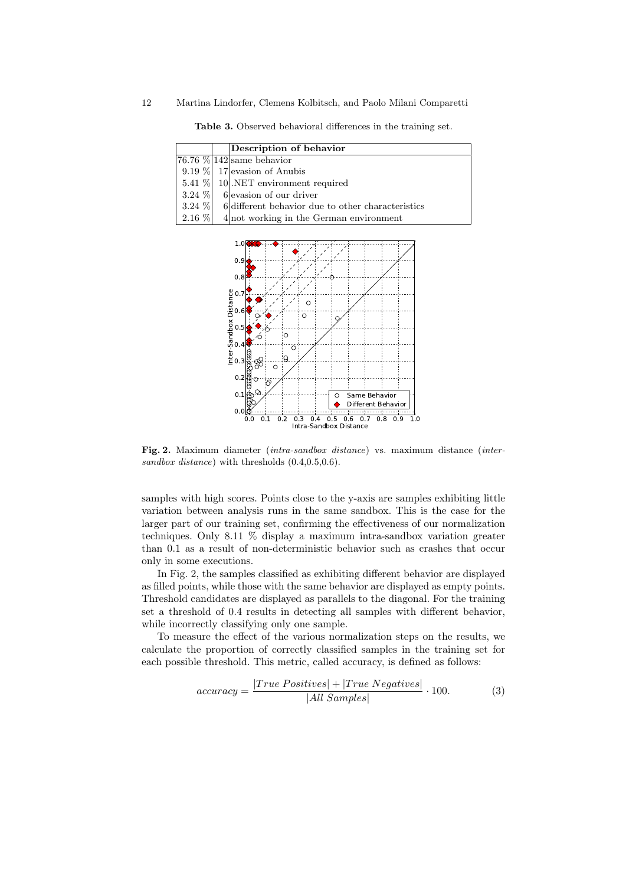**Table 3.** Observed behavioral differences in the training set.

| | | Description of behavior |
|---|---|---|
| 76.76 % | 142 | same behavior |
| 9.19 % | 17 | evasion of Anubis |
| 5.41 % | 10 | .NET environment required |
| 3.24 % | 6 | evasion of our driver |
| 3.24 % | 6 | different behavior due to other characteristics |
| 2.16 % | 4 | not working in the German environment |

**Fig. 2.** Maximum diameter (*intra-sandbox distance*) vs. maximum distance (*inter-sandbox distance*) with thresholds (0.4,0.5,0.6).

samples with high scores. Points close to the y-axis are samples exhibiting little variation between analysis runs in the same sandbox. This is the case for the larger part of our training set, confirming the effectiveness of our normalization techniques. Only 8.11 % display a maximum intra-sandbox variation greater than 0.1 as a result of non-deterministic behavior such as crashes that occur only in some executions.

In Fig. 2, the samples classified as exhibiting different behavior are displayed as filled points, while those with the same behavior are displayed as empty points. Threshold candidates are displayed as parallels to the diagonal. For the training set a threshold of 0.4 results in detecting all samples with different behavior, while incorrectly classifying only one sample.

To measure the effect of the various normalization steps on the results, we calculate the proportion of correctly classified samples in the training set for each possible threshold. This metric, called accuracy, is defined as follows:

$$accuracy = \frac{|True\ Positives| + |True\ Negatives|}{|All\ Samples|} \cdot 100. \qquad (3)$$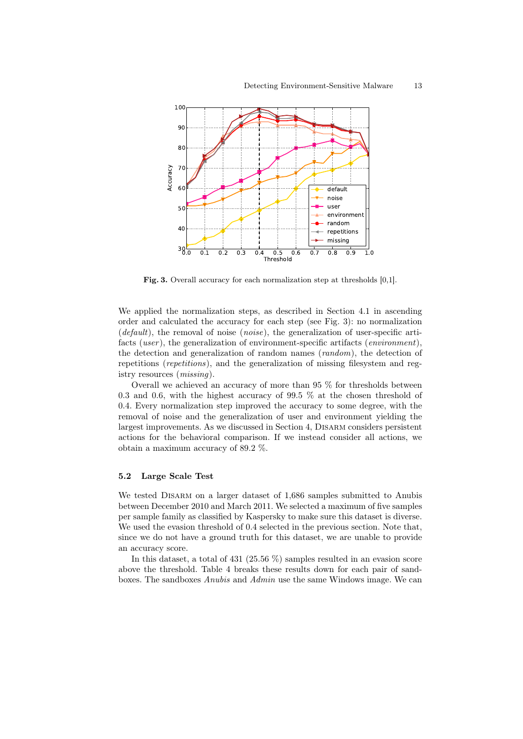**Fig. 3.** Overall accuracy for each normalization step at thresholds [0,1].

We applied the normalization steps, as described in Section 4.1 in ascending order and calculated the accuracy for each step (see Fig. 3): no normalization (*default*), the removal of noise (*noise*), the generalization of user-specific artifacts (*user*), the generalization of environment-specific artifacts (*environment*), the detection and generalization of random names (*random*), the detection of repetitions (*repetitions*), and the generalization of missing filesystem and registry resources (*missing*).

Overall we achieved an accuracy of more than 95 % for thresholds between 0.3 and 0.6, with the highest accuracy of 99.5 % at the chosen threshold of 0.4. Every normalization step improved the accuracy to some degree, with the removal of noise and the generalization of user and environment yielding the largest improvements. As we discussed in Section 4, Disarm considers persistent actions for the behavioral comparison. If we instead consider all actions, we obtain a maximum accuracy of 89.2 %.

### 5.2 Large Scale Test

We tested Disarm on a larger dataset of 1,686 samples submitted to Anubis between December 2010 and March 2011. We selected a maximum of five samples per sample family as classified by Kaspersky to make sure this dataset is diverse. We used the evasion threshold of 0.4 selected in the previous section. Note that, since we do not have a ground truth for this dataset, we are unable to provide an accuracy score.

In this dataset, a total of 431 (25.56 %) samples resulted in an evasion score above the threshold. Table 4 breaks these results down for each pair of sandboxes. The sandboxes *Anubis* and *Admin* use the same Windows image. We can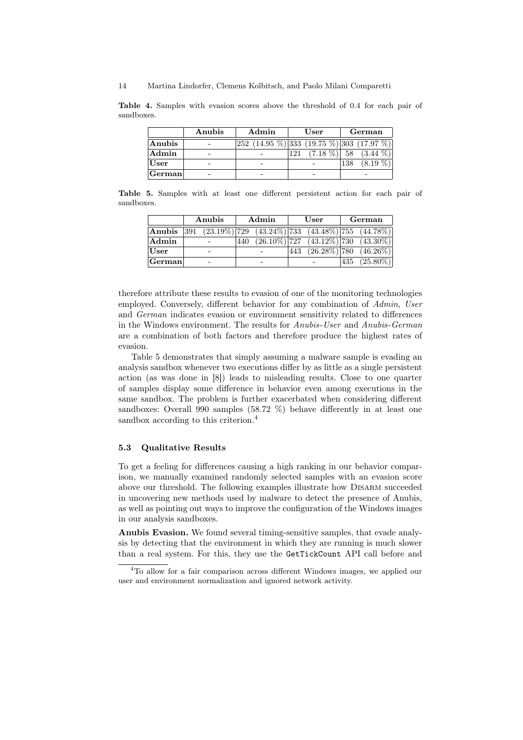**Table 4.** Samples with evasion scores above the threshold of 0.4 for each pair of sandboxes.

| | **Anubis** | **Admin** | **User** | **German** |
|---|---|---|---|---|
| **Anubis** | - | 252 (14.95 %) | 333 (19.75 %) | 303 (17.97 %) |
| **Admin** | - | - | 121 (7.18 %) | 58 (3.44 %) |
| **User** | - | - | - | 138 (8.19 %) |
| **German** | - | - | - | - |

**Table 5.** Samples with at least one different persistent action for each pair of sandboxes.

| | **Anubis** | **Admin** | **User** | **German** |
|---|---|---|---|---|
| **Anubis** | 391 (23.19%) | 729 (43.24%) | 733 (43.48%) | 755 (44.78%) |
| **Admin** | - | 440 (26.10%) | 727 (43.12%) | 730 (43.30%) |
| **User** | - | - | 443 (26.28%) | 780 (46.26%) |
| **German** | - | - | - | 435 (25.80%) |

therefore attribute these results to evasion of one of the monitoring technologies employed. Conversely, different behavior for any combination of *Admin*, *User* and *German* indicates evasion or environment sensitivity related to differences in the Windows environment. The results for *Anubis-User* and *Anubis-German* are a combination of both factors and therefore produce the highest rates of evasion.

Table 5 demonstrates that simply assuming a malware sample is evading an analysis sandbox whenever two executions differ by as little as a single persistent action (as was done in [8]) leads to misleading results. Close to one quarter of samples display some difference in behavior even among executions in the same sandbox. The problem is further exacerbated when considering different sandboxes: Overall 990 samples (58.72 %) behave differently in at least one sandbox according to this criterion.[4]

### 5.3 Qualitative Results

To get a feeling for differences causing a high ranking in our behavior comparison, we manually examined randomly selected samples with an evasion score above our threshold. The following examples illustrate how Disarm succeeded in uncovering new methods used by malware to detect the presence of Anubis, as well as pointing out ways to improve the configuration of the Windows images in our analysis sandboxes.

**Anubis Evasion.** We found several timing-sensitive samples, that evade analysis by detecting that the environment in which they are running is much slower than a real system. For this, they use the `GetTickCount` API call before and

[4] To allow for a fair comparison across different Windows images, we applied our user and environment normalization and ignored network activity.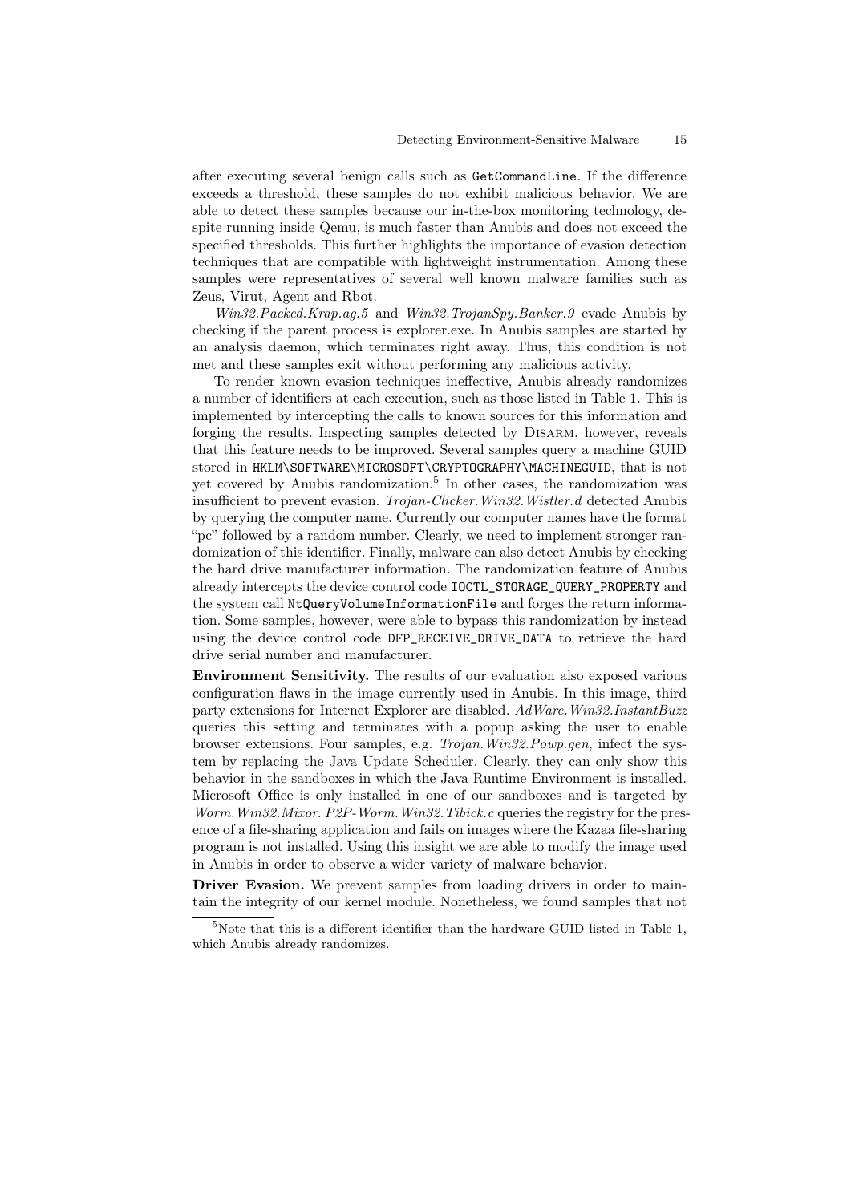after executing several benign calls such as `GetCommandLine`. If the difference exceeds a threshold, these samples do not exhibit malicious behavior. We are able to detect these samples because our in-the-box monitoring technology, despite running inside Qemu, is much faster than Anubis and does not exceed the specified thresholds. This further highlights the importance of evasion detection techniques that are compatible with lightweight instrumentation. Among these samples were representatives of several well known malware families such as Zeus, Virut, Agent and Rbot.

*Win32.Packed.Krap.ag.5* and *Win32.TrojanSpy.Banker.9* evade Anubis by checking if the parent process is explorer.exe. In Anubis samples are started by an analysis daemon, which terminates right away. Thus, this condition is not met and these samples exit without performing any malicious activity.

To render known evasion techniques ineffective, Anubis already randomizes a number of identifiers at each execution, such as those listed in Table 1. This is implemented by intercepting the calls to known sources for this information and forging the results. Inspecting samples detected by Disarm, however, reveals that this feature needs to be improved. Several samples query a machine GUID stored in `HKLM\SOFTWARE\MICROSOFT\CRYPTOGRAPHY\MACHINEGUID`, that is not yet covered by Anubis randomization.[5] In other cases, the randomization was insufficient to prevent evasion. *Trojan-Clicker.Win32.Wistler.d* detected Anubis by querying the computer name. Currently our computer names have the format "pc" followed by a random number. Clearly, we need to implement stronger randomization of this identifier. Finally, malware can also detect Anubis by checking the hard drive manufacturer information. The randomization feature of Anubis already intercepts the device control code `IOCTL_STORAGE_QUERY_PROPERTY` and the system call `NtQueryVolumeInformationFile` and forges the return information. Some samples, however, were able to bypass this randomization by instead using the device control code `DFP_RECEIVE_DRIVE_DATA` to retrieve the hard drive serial number and manufacturer.

**Environment Sensitivity.** The results of our evaluation also exposed various configuration flaws in the image currently used in Anubis. In this image, third party extensions for Internet Explorer are disabled. *AdWare.Win32.InstantBuzz* queries this setting and terminates with a popup asking the user to enable browser extensions. Four samples, e.g. *Trojan.Win32.Powp.gen*, infect the system by replacing the Java Update Scheduler. Clearly, they can only show this behavior in the sandboxes in which the Java Runtime Environment is installed. Microsoft Office is only installed in one of our sandboxes and is targeted by *Worm.Win32.Mixor*. *P2P-Worm.Win32.Tibick.c* queries the registry for the presence of a file-sharing application and fails on images where the Kazaa file-sharing program is not installed. Using this insight we are able to modify the image used in Anubis in order to observe a wider variety of malware behavior.

**Driver Evasion.** We prevent samples from loading drivers in order to maintain the integrity of our kernel module. Nonetheless, we found samples that not

[5] Note that this is a different identifier than the hardware GUID listed in Table 1, which Anubis already randomizes.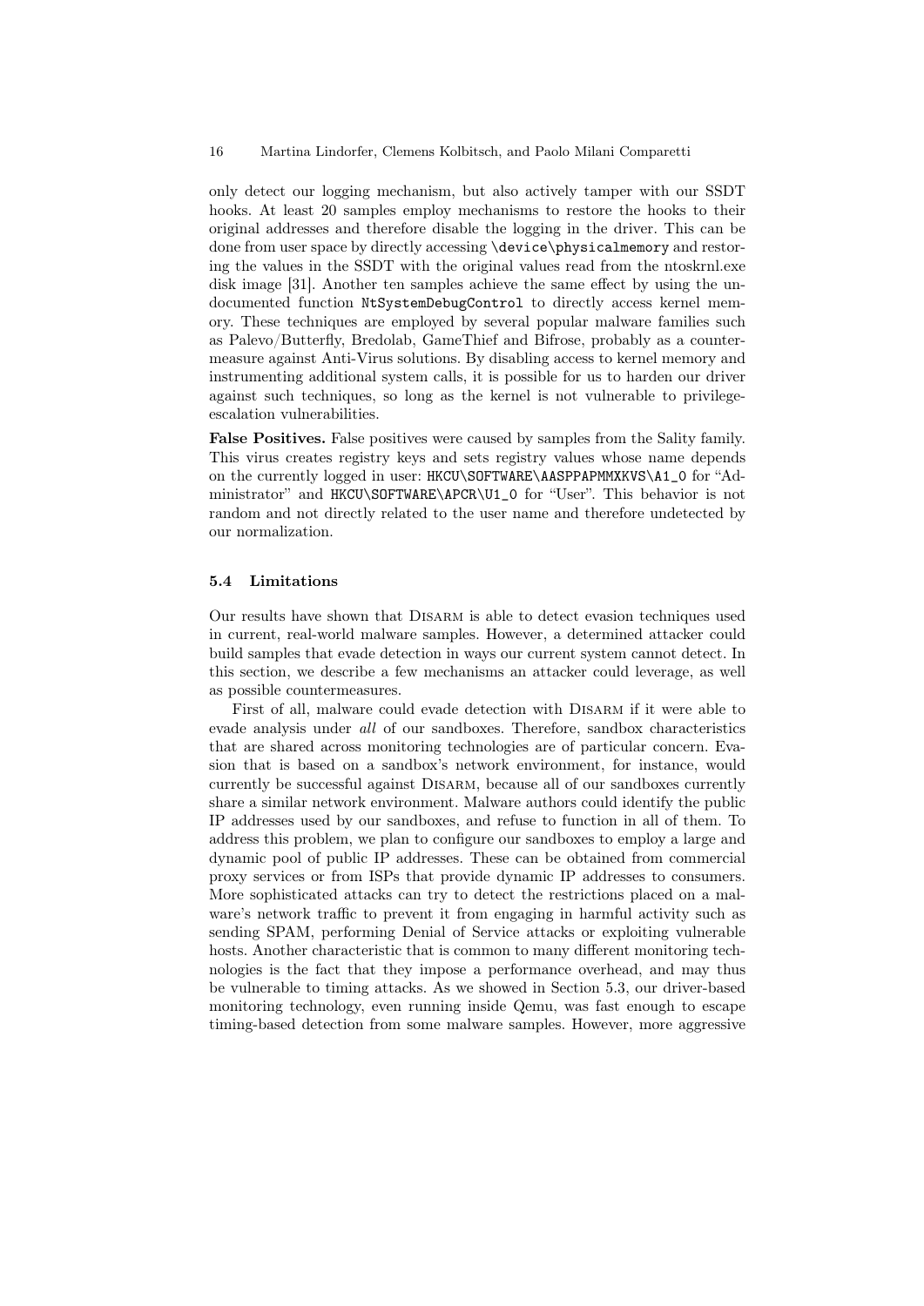only detect our logging mechanism, but also actively tamper with our SSDT hooks. At least 20 samples employ mechanisms to restore the hooks to their original addresses and therefore disable the logging in the driver. This can be done from user space by directly accessing `\device\physicalmemory` and restoring the values in the SSDT with the original values read from the ntoskrnl.exe disk image [31]. Another ten samples achieve the same effect by using the undocumented function `NtSystemDebugControl` to directly access kernel memory. These techniques are employed by several popular malware families such as Palevo/Butterfly, Bredolab, GameThief and Bifrose, probably as a countermeasure against Anti-Virus solutions. By disabling access to kernel memory and instrumenting additional system calls, it is possible for us to harden our driver against such techniques, so long as the kernel is not vulnerable to privilege-escalation vulnerabilities.

**False Positives.** False positives were caused by samples from the Sality family. This virus creates registry keys and sets registry values whose name depends on the currently logged in user: `HKCU\SOFTWARE\AASPPAPMMXKVS\A1_0` for "Administrator" and `HKCU\SOFTWARE\APCR\U1_0` for "User". This behavior is not random and not directly related to the user name and therefore undetected by our normalization.

### 5.4 Limitations

Our results have shown that Disarm is able to detect evasion techniques used in current, real-world malware samples. However, a determined attacker could build samples that evade detection in ways our current system cannot detect. In this section, we describe a few mechanisms an attacker could leverage, as well as possible countermeasures.

First of all, malware could evade detection with Disarm if it were able to evade analysis under *all* of our sandboxes. Therefore, sandbox characteristics that are shared across monitoring technologies are of particular concern. Evasion that is based on a sandbox's network environment, for instance, would currently be successful against Disarm, because all of our sandboxes currently share a similar network environment. Malware authors could identify the public IP addresses used by our sandboxes, and refuse to function in all of them. To address this problem, we plan to configure our sandboxes to employ a large and dynamic pool of public IP addresses. These can be obtained from commercial proxy services or from ISPs that provide dynamic IP addresses to consumers. More sophisticated attacks can try to detect the restrictions placed on a malware's network traffic to prevent it from engaging in harmful activity such as sending SPAM, performing Denial of Service attacks or exploiting vulnerable hosts. Another characteristic that is common to many different monitoring technologies is the fact that they impose a performance overhead, and may thus be vulnerable to timing attacks. As we showed in Section 5.3, our driver-based monitoring technology, even running inside Qemu, was fast enough to escape timing-based detection from some malware samples. However, more aggressive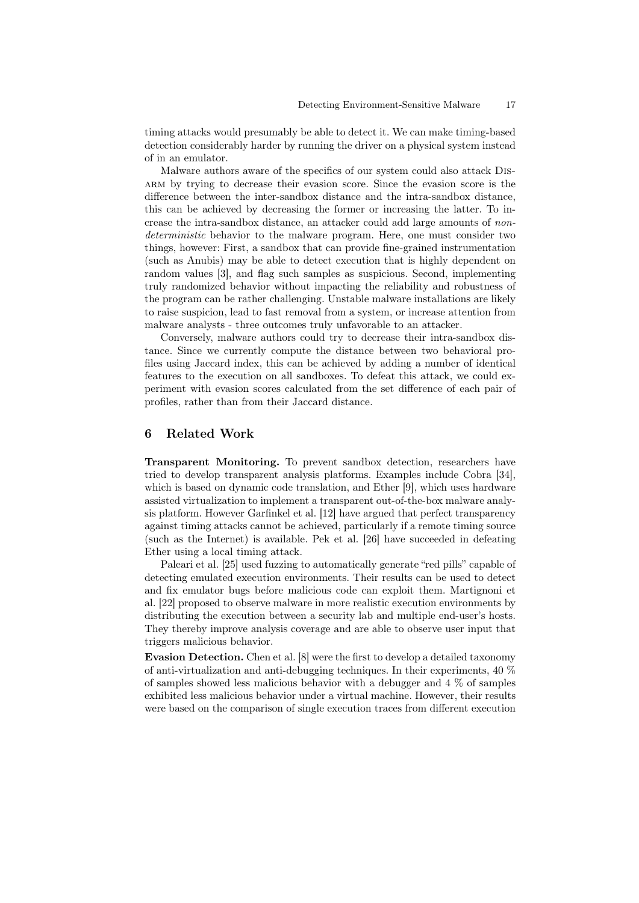timing attacks would presumably be able to detect it. We can make timing-based detection considerably harder by running the driver on a physical system instead of in an emulator.

Malware authors aware of the specifics of our system could also attack Disarm by trying to decrease their evasion score. Since the evasion score is the difference between the inter-sandbox distance and the intra-sandbox distance, this can be achieved by decreasing the former or increasing the latter. To increase the intra-sandbox distance, an attacker could add large amounts of *non-deterministic* behavior to the malware program. Here, one must consider two things, however: First, a sandbox that can provide fine-grained instrumentation (such as Anubis) may be able to detect execution that is highly dependent on random values [3], and flag such samples as suspicious. Second, implementing truly randomized behavior without impacting the reliability and robustness of the program can be rather challenging. Unstable malware installations are likely to raise suspicion, lead to fast removal from a system, or increase attention from malware analysts - three outcomes truly unfavorable to an attacker.

Conversely, malware authors could try to decrease their intra-sandbox distance. Since we currently compute the distance between two behavioral profiles using Jaccard index, this can be achieved by adding a number of identical features to the execution on all sandboxes. To defeat this attack, we could experiment with evasion scores calculated from the set difference of each pair of profiles, rather than from their Jaccard distance.

## 6 Related Work

**Transparent Monitoring.** To prevent sandbox detection, researchers have tried to develop transparent analysis platforms. Examples include Cobra [34], which is based on dynamic code translation, and Ether [9], which uses hardware assisted virtualization to implement a transparent out-of-the-box malware analysis platform. However Garfinkel et al. [12] have argued that perfect transparency against timing attacks cannot be achieved, particularly if a remote timing source (such as the Internet) is available. Pek et al. [26] have succeeded in defeating Ether using a local timing attack.

Paleari et al. [25] used fuzzing to automatically generate "red pills" capable of detecting emulated execution environments. Their results can be used to detect and fix emulator bugs before malicious code can exploit them. Martignoni et al. [22] proposed to observe malware in more realistic execution environments by distributing the execution between a security lab and multiple end-user's hosts. They thereby improve analysis coverage and are able to observe user input that triggers malicious behavior.

**Evasion Detection.** Chen et al. [8] were the first to develop a detailed taxonomy of anti-virtualization and anti-debugging techniques. In their experiments, 40 % of samples showed less malicious behavior with a debugger and 4 % of samples exhibited less malicious behavior under a virtual machine. However, their results were based on the comparison of single execution traces from different execution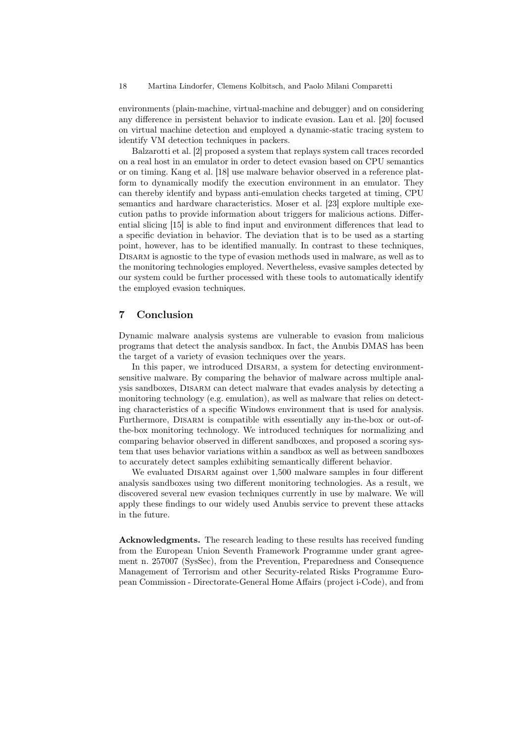environments (plain-machine, virtual-machine and debugger) and on considering any difference in persistent behavior to indicate evasion. Lau et al. [20] focused on virtual machine detection and employed a dynamic-static tracing system to identify VM detection techniques in packers.

Balzarotti et al. [2] proposed a system that replays system call traces recorded on a real host in an emulator in order to detect evasion based on CPU semantics or on timing. Kang et al. [18] use malware behavior observed in a reference platform to dynamically modify the execution environment in an emulator. They can thereby identify and bypass anti-emulation checks targeted at timing, CPU semantics and hardware characteristics. Moser et al. [23] explore multiple execution paths to provide information about triggers for malicious actions. Differential slicing [15] is able to find input and environment differences that lead to a specific deviation in behavior. The deviation that is to be used as a starting point, however, has to be identified manually. In contrast to these techniques, Disarm is agnostic to the type of evasion methods used in malware, as well as to the monitoring technologies employed. Nevertheless, evasive samples detected by our system could be further processed with these tools to automatically identify the employed evasion techniques.

## 7 Conclusion

Dynamic malware analysis systems are vulnerable to evasion from malicious programs that detect the analysis sandbox. In fact, the Anubis DMAS has been the target of a variety of evasion techniques over the years.

In this paper, we introduced Disarm, a system for detecting environment-sensitive malware. By comparing the behavior of malware across multiple analysis sandboxes, Disarm can detect malware that evades analysis by detecting a monitoring technology (e.g. emulation), as well as malware that relies on detecting characteristics of a specific Windows environment that is used for analysis. Furthermore, Disarm is compatible with essentially any in-the-box or out-of-the-box monitoring technology. We introduced techniques for normalizing and comparing behavior observed in different sandboxes, and proposed a scoring system that uses behavior variations within a sandbox as well as between sandboxes to accurately detect samples exhibiting semantically different behavior.

We evaluated Disarm against over 1,500 malware samples in four different analysis sandboxes using two different monitoring technologies. As a result, we discovered several new evasion techniques currently in use by malware. We will apply these findings to our widely used Anubis service to prevent these attacks in the future.

**Acknowledgments.** The research leading to these results has received funding from the European Union Seventh Framework Programme under grant agreement n. 257007 (SysSec), from the Prevention, Preparedness and Consequence Management of Terrorism and other Security-related Risks Programme European Commission - Directorate-General Home Affairs (project i-Code), and from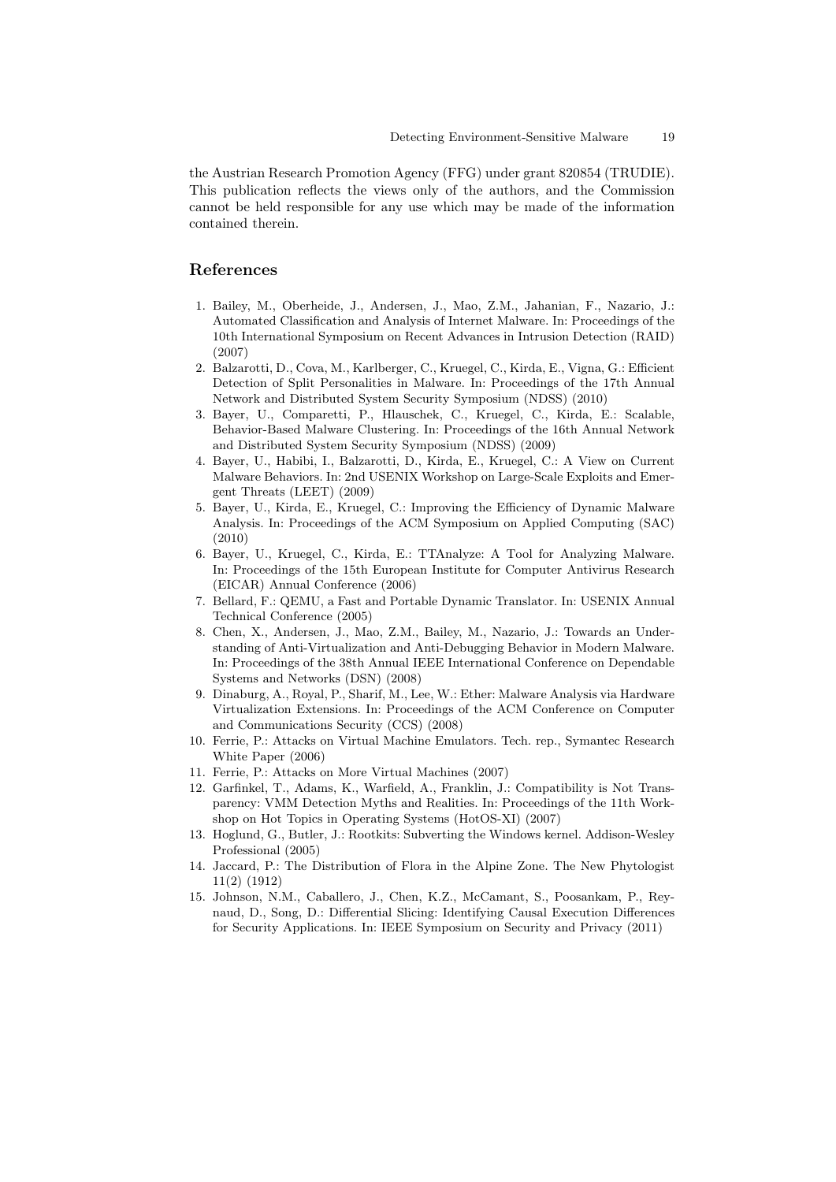the Austrian Research Promotion Agency (FFG) under grant 820854 (TRUDIE). This publication reflects the views only of the authors, and the Commission cannot be held responsible for any use which may be made of the information contained therein.

## References

1. Bailey, M., Oberheide, J., Andersen, J., Mao, Z.M., Jahanian, F., Nazario, J.: Automated Classification and Analysis of Internet Malware. In: Proceedings of the 10th International Symposium on Recent Advances in Intrusion Detection (RAID) (2007)
2. Balzarotti, D., Cova, M., Karlberger, C., Kruegel, C., Kirda, E., Vigna, G.: Efficient Detection of Split Personalities in Malware. In: Proceedings of the 17th Annual Network and Distributed System Security Symposium (NDSS) (2010)
3. Bayer, U., Comparetti, P., Hlauschek, C., Kruegel, C., Kirda, E.: Scalable, Behavior-Based Malware Clustering. In: Proceedings of the 16th Annual Network and Distributed System Security Symposium (NDSS) (2009)
4. Bayer, U., Habibi, I., Balzarotti, D., Kirda, E., Kruegel, C.: A View on Current Malware Behaviors. In: 2nd USENIX Workshop on Large-Scale Exploits and Emergent Threats (LEET) (2009)
5. Bayer, U., Kirda, E., Kruegel, C.: Improving the Efficiency of Dynamic Malware Analysis. In: Proceedings of the ACM Symposium on Applied Computing (SAC) (2010)
6. Bayer, U., Kruegel, C., Kirda, E.: TTAnalyze: A Tool for Analyzing Malware. In: Proceedings of the 15th European Institute for Computer Antivirus Research (EICAR) Annual Conference (2006)
7. Bellard, F.: QEMU, a Fast and Portable Dynamic Translator. In: USENIX Annual Technical Conference (2005)
8. Chen, X., Andersen, J., Mao, Z.M., Bailey, M., Nazario, J.: Towards an Understanding of Anti-Virtualization and Anti-Debugging Behavior in Modern Malware. In: Proceedings of the 38th Annual IEEE International Conference on Dependable Systems and Networks (DSN) (2008)
9. Dinaburg, A., Royal, P., Sharif, M., Lee, W.: Ether: Malware Analysis via Hardware Virtualization Extensions. In: Proceedings of the ACM Conference on Computer and Communications Security (CCS) (2008)
10. Ferrie, P.: Attacks on Virtual Machine Emulators. Tech. rep., Symantec Research White Paper (2006)
11. Ferrie, P.: Attacks on More Virtual Machines (2007)
12. Garfinkel, T., Adams, K., Warfield, A., Franklin, J.: Compatibility is Not Transparency: VMM Detection Myths and Realities. In: Proceedings of the 11th Workshop on Hot Topics in Operating Systems (HotOS-XI) (2007)
13. Hoglund, G., Butler, J.: Rootkits: Subverting the Windows kernel. Addison-Wesley Professional (2005)
14. Jaccard, P.: The Distribution of Flora in the Alpine Zone. The New Phytologist 11(2) (1912)
15. Johnson, N.M., Caballero, J., Chen, K.Z., McCamant, S., Poosankam, P., Reynaud, D., Song, D.: Differential Slicing: Identifying Causal Execution Differences for Security Applications. In: IEEE Symposium on Security and Privacy (2011)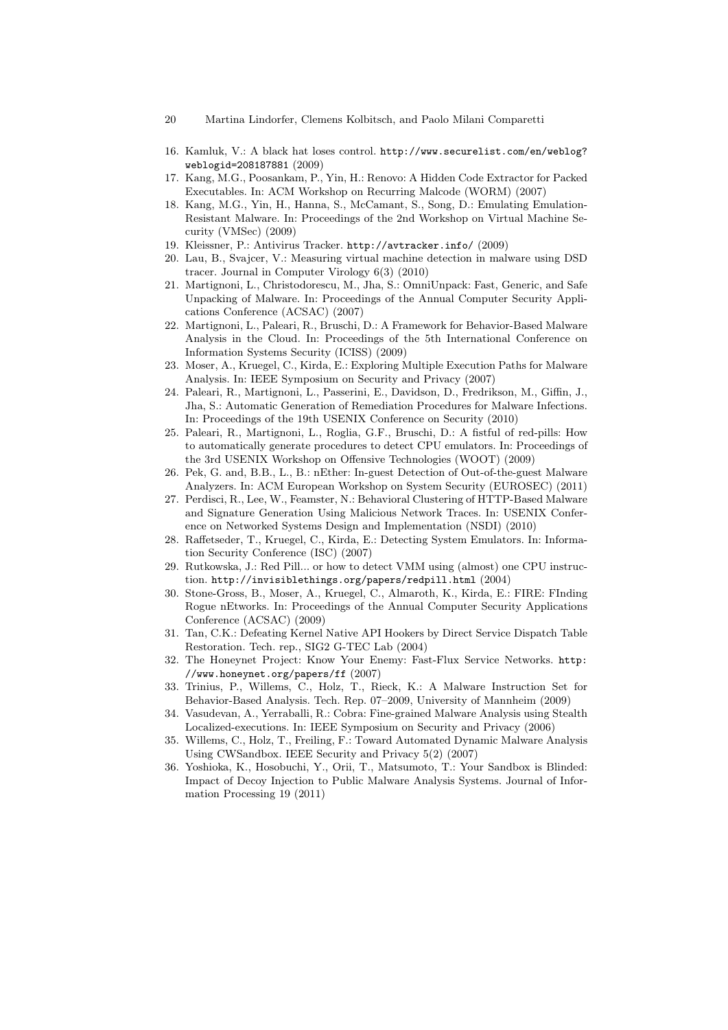16. Kamluk, V.: A black hat loses control. http://www.securelist.com/en/weblog?weblogid=208187881 (2009)
17. Kang, M.G., Poosankam, P., Yin, H.: Renovo: A Hidden Code Extractor for Packed Executables. In: ACM Workshop on Recurring Malcode (WORM) (2007)
18. Kang, M.G., Yin, H., Hanna, S., McCamant, S., Song, D.: Emulating Emulation-Resistant Malware. In: Proceedings of the 2nd Workshop on Virtual Machine Security (VMSec) (2009)
19. Kleissner, P.: Antivirus Tracker. http://avtracker.info/ (2009)
20. Lau, B., Svajcer, V.: Measuring virtual machine detection in malware using DSD tracer. Journal in Computer Virology 6(3) (2010)
21. Martignoni, L., Christodorescu, M., Jha, S.: OmniUnpack: Fast, Generic, and Safe Unpacking of Malware. In: Proceedings of the Annual Computer Security Applications Conference (ACSAC) (2007)
22. Martignoni, L., Paleari, R., Bruschi, D.: A Framework for Behavior-Based Malware Analysis in the Cloud. In: Proceedings of the 5th International Conference on Information Systems Security (ICISS) (2009)
23. Moser, A., Kruegel, C., Kirda, E.: Exploring Multiple Execution Paths for Malware Analysis. In: IEEE Symposium on Security and Privacy (2007)
24. Paleari, R., Martignoni, L., Passerini, E., Davidson, D., Fredrikson, M., Giffin, J., Jha, S.: Automatic Generation of Remediation Procedures for Malware Infections. In: Proceedings of the 19th USENIX Conference on Security (2010)
25. Paleari, R., Martignoni, L., Roglia, G.F., Bruschi, D.: A fistful of red-pills: How to automatically generate procedures to detect CPU emulators. In: Proceedings of the 3rd USENIX Workshop on Offensive Technologies (WOOT) (2009)
26. Pek, G. and, B.B., L., B.: nEther: In-guest Detection of Out-of-the-guest Malware Analyzers. In: ACM European Workshop on System Security (EUROSEC) (2011)
27. Perdisci, R., Lee, W., Feamster, N.: Behavioral Clustering of HTTP-Based Malware and Signature Generation Using Malicious Network Traces. In: USENIX Conference on Networked Systems Design and Implementation (NSDI) (2010)
28. Raffetseder, T., Kruegel, C., Kirda, E.: Detecting System Emulators. In: Information Security Conference (ISC) (2007)
29. Rutkowska, J.: Red Pill... or how to detect VMM using (almost) one CPU instruction. http://invisiblethings.org/papers/redpill.html (2004)
30. Stone-Gross, B., Moser, A., Kruegel, C., Almaroth, K., Kirda, E.: FIRE: FInding Rogue nEtworks. In: Proceedings of the Annual Computer Security Applications Conference (ACSAC) (2009)
31. Tan, C.K.: Defeating Kernel Native API Hookers by Direct Service Dispatch Table Restoration. Tech. rep., SIG2 G-TEC Lab (2004)
32. The Honeynet Project: Know Your Enemy: Fast-Flux Service Networks. http://www.honeynet.org/papers/ff (2007)
33. Trinius, P., Willems, C., Holz, T., Rieck, K.: A Malware Instruction Set for Behavior-Based Analysis. Tech. Rep. 07–2009, University of Mannheim (2009)
34. Vasudevan, A., Yerraballi, R.: Cobra: Fine-grained Malware Analysis using Stealth Localized-executions. In: IEEE Symposium on Security and Privacy (2006)
35. Willems, C., Holz, T., Freiling, F.: Toward Automated Dynamic Malware Analysis Using CWSandbox. IEEE Security and Privacy 5(2) (2007)
36. Yoshioka, K., Hosobuchi, Y., Orii, T., Matsumoto, T.: Your Sandbox is Blinded: Impact of Decoy Injection to Public Malware Analysis Systems. Journal of Information Processing 19 (2011)